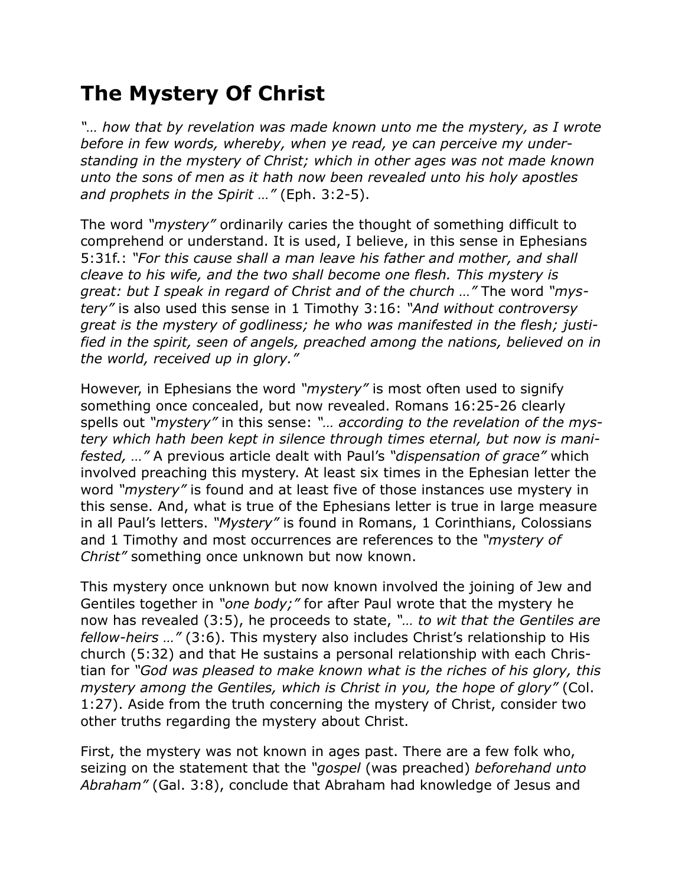# The Mystery Of Christ

*"… how that by revelation was made known unto me the mystery, as I wrote before in few words, whereby, when ye read, ye can perceive my understanding in the mystery of Christ; which in other ages was not made known unto the sons of men as it hath now been revealed unto his holy apostles and prophets in the Spirit …"* (Eph. 3:2-5).

The word *"mystery"* ordinarily caries the thought of something difficult to comprehend or understand. It is used, I believe, in this sense in Ephesians 5:31f.: *"For this cause shall a man leave his father and mother, and shall cleave to his wife, and the two shall become one flesh. This mystery is great: but I speak in regard of Christ and of the church …"* The word *"mystery"* is also used this sense in 1 Timothy 3:16: *"And without controversy great is the mystery of godliness; he who was manifested in the flesh; justified in the spirit, seen of angels, preached among the nations, believed on in the world, received up in glory."*

However, in Ephesians the word *"mystery"* is most often used to signify something once concealed, but now revealed. Romans 16:25-26 clearly spells out *"mystery"* in this sense: *"… according to the revelation of the mystery which hath been kept in silence through times eternal, but now is manifested, …"* A previous article dealt with Paul's *"dispensation of grace"* which involved preaching this mystery. At least six times in the Ephesian letter the word *"mystery"* is found and at least five of those instances use mystery in this sense. And, what is true of the Ephesians letter is true in large measure in all Paul's letters. *"Mystery"* is found in Romans, 1 Corinthians, Colossians and 1 Timothy and most occurrences are references to the *"mystery of Christ"* something once unknown but now known.

This mystery once unknown but now known involved the joining of Jew and Gentiles together in *"one body;"* for after Paul wrote that the mystery he now has revealed (3:5), he proceeds to state, *"… to wit that the Gentiles are fellow-heirs …"* (3:6). This mystery also includes Christ's relationship to His church (5:32) and that He sustains a personal relationship with each Christian for *"God was pleased to make known what is the riches of his glory, this mystery among the Gentiles, which is Christ in you, the hope of glory"* (Col. 1:27). Aside from the truth concerning the mystery of Christ, consider two other truths regarding the mystery about Christ.

First, the mystery was not known in ages past. There are a few folk who, seizing on the statement that the *"gospel* (was preached) *beforehand unto Abraham"* (Gal. 3:8), conclude that Abraham had knowledge of Jesus and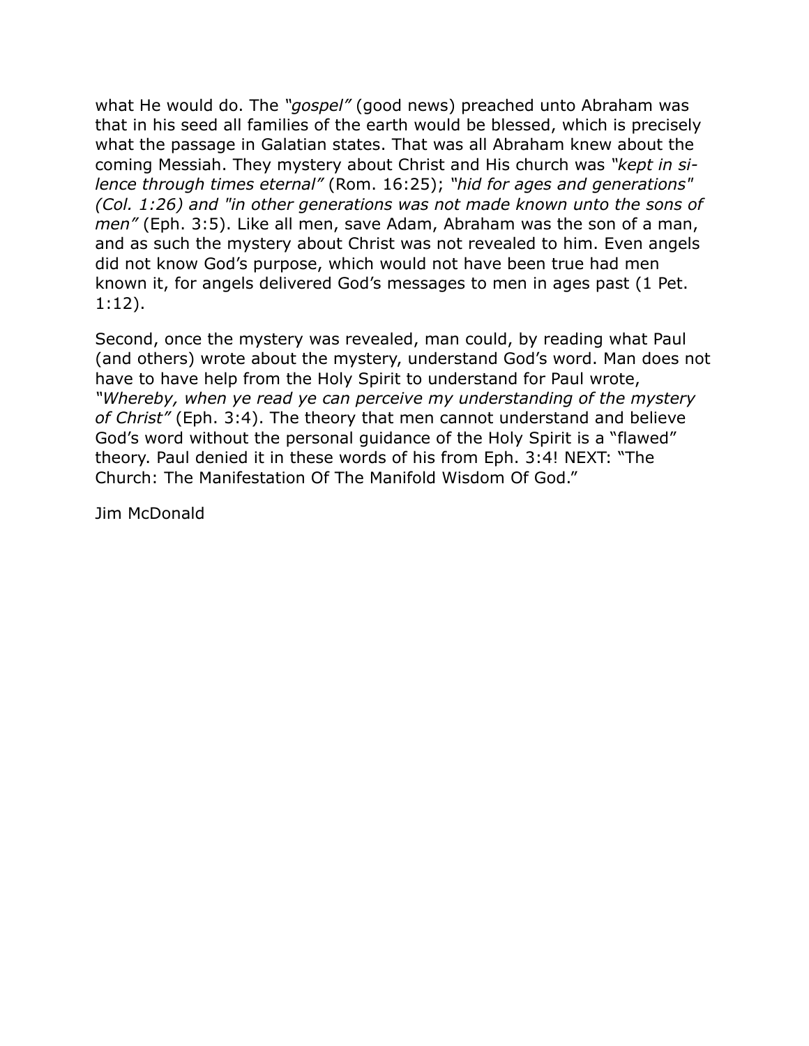what He would do. The *"gospel"* (good news) preached unto Abraham was that in his seed all families of the earth would be blessed, which is precisely what the passage in Galatian states. That was all Abraham knew about the coming Messiah. They mystery about Christ and His church was *"kept in silence through times eternal"* (Rom. 16:25); *"hid for ages and generations" (Col. 1:26) and "in other generations was not made known unto the sons of men"* (Eph. 3:5). Like all men, save Adam, Abraham was the son of a man, and as such the mystery about Christ was not revealed to him. Even angels did not know God's purpose, which would not have been true had men known it, for angels delivered God's messages to men in ages past (1 Pet. 1:12).

Second, once the mystery was revealed, man could, by reading what Paul (and others) wrote about the mystery, understand God's word. Man does not have to have help from the Holy Spirit to understand for Paul wrote, *"Whereby, when ye read ye can perceive my understanding of the mystery of Christ"* (Eph. 3:4). The theory that men cannot understand and believe God's word without the personal guidance of the Holy Spirit is a "flawed" theory. Paul denied it in these words of his from Eph. 3:4! NEXT: "The Church: The Manifestation Of The Manifold Wisdom Of God."

Jim McDonald